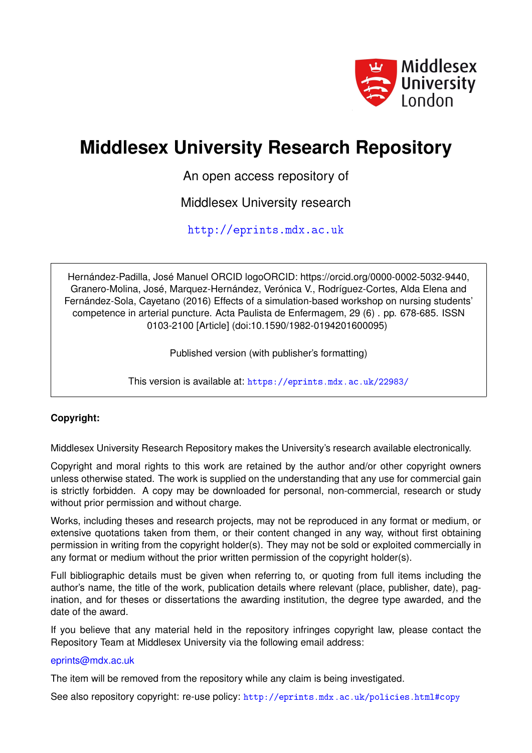# Middlesex University Research Repository

An open access repository of

Middlesex University research

http://eprints.mdx.ac.uk

Hernández-Padilla, José Manuel ORCID logoORCID: https://orcid.org/0000-0002-5032-9440, Granero-Molina, José, Marquez-Hernández, Verónica V., Rodríguez-Cortes, Alda Elena and Fernández-Sola, Cayetano (2016) Effects of a simulation-based workshop on nursing students' competence in arterial puncture. Acta Paulista de Enfermagem, 29 (6) . pp. 678-685. ISSN 0103-2100 [Article] (doi:10.1590/1982-0194201600095)

Published version (with publisher's formatting)

This version is available at: https://eprints.mdx.ac.uk/22983/

**Copyright:**

Middlesex University Research Repository makes the University's research available electronically.

Copyright and moral rights to this work are retained by the author and/or other copyright owners unless otherwise stated. The work is supplied on the understanding that any use for commercial gain is strictly forbidden. A copy may be downloaded for personal, non-commercial, research or study without prior permission and without charge.

Works, including theses and research projects, may not be reproduced in any format or medium, or extensive quotations taken from them, or their content changed in any way, without first obtaining permission in writing from the copyright holder(s). They may not be sold or exploited commercially in any format or medium without the prior written permission of the copyright holder(s).

Full bibliographic details must be given when referring to, or quoting from full items including the author's name, the title of the work, publication details where relevant (place, publisher, date), pagination, and for theses or dissertations the awarding institution, the degree type awarded, and the date of the award.

If you believe that any material held in the repository infringes copyright law, please contact the Repository Team at Middlesex University via the following email address:

eprints@mdx.ac.uk

The item will be removed from the repository while any claim is being investigated.

See also repository copyright: re-use policy: http://eprints.mdx.ac.uk/policies.html#copy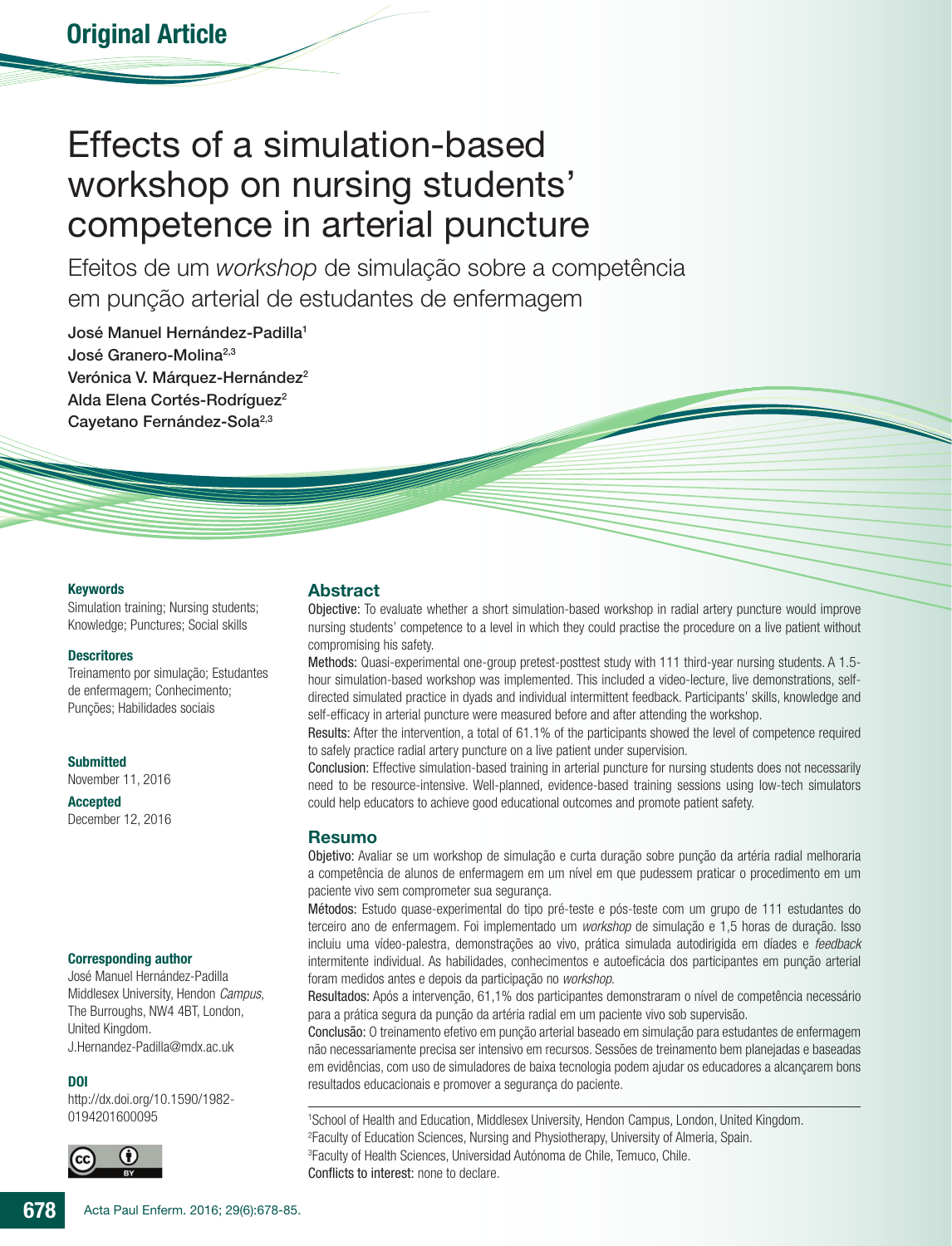Original Article

# Effects of a simulation-based workshop on nursing students' competence in arterial puncture

Efeitos de um *workshop* de simulação sobre a competência em punção arterial de estudantes de enfermagem

**José Manuel Hernández-Padilla**[1]
**José Granero-Molina**[2,3]
**Verónica V. Márquez-Hernández**[2]
**Alda Elena Cortés-Rodríguez**[2]
**Cayetano Fernández-Sola**[2,3]

#### Keywords

Simulation training; Nursing students; Knowledge; Punctures; Social skills

#### Descritores

Treinamento por simulação; Estudantes de enfermagem; Conhecimento; Punções; Habilidades sociais

#### Submitted

November 11, 2016

#### Accepted

December 12, 2016

#### Corresponding author

José Manuel Hernández-Padilla
Middlesex University, Hendon *Campus*, The Burroughs, NW4 4BT, London, United Kingdom.
J.Hernandez-Padilla@mdx.ac.uk

#### DOI

http://dx.doi.org/10.1590/1982-0194201600095

## Abstract

**Objective:** To evaluate whether a short simulation-based workshop in radial artery puncture would improve nursing students' competence to a level in which they could practise the procedure on a live patient without compromising his safety.

**Methods:** Quasi-experimental one-group pretest-posttest study with 111 third-year nursing students. A 1.5-hour simulation-based workshop was implemented. This included a video-lecture, live demonstrations, self-directed simulated practice in dyads and individual intermittent feedback. Participants' skills, knowledge and self-efficacy in arterial puncture were measured before and after attending the workshop.

**Results:** After the intervention, a total of 61.1% of the participants showed the level of competence required to safely practice radial artery puncture on a live patient under supervision.

**Conclusion:** Effective simulation-based training in arterial puncture for nursing students does not necessarily need to be resource-intensive. Well-planned, evidence-based training sessions using low-tech simulators could help educators to achieve good educational outcomes and promote patient safety.

## Resumo

**Objetivo:** Avaliar se um workshop de simulação e curta duração sobre punção da artéria radial melhoraria a competência de alunos de enfermagem em um nível em que pudessem praticar o procedimento em um paciente vivo sem comprometer sua segurança.

**Métodos:** Estudo quase-experimental do tipo pré-teste e pós-teste com um grupo de 111 estudantes do terceiro ano de enfermagem. Foi implementado um *workshop* de simulação e 1,5 horas de duração. Isso incluiu uma vídeo-palestra, demonstrações ao vivo, prática simulada autodirigida em díades e *feedback* intermitente individual. As habilidades, conhecimentos e autoeficácia dos participantes em punção arterial foram medidos antes e depois da participação no *workshop*.

**Resultados:** Após a intervenção, 61,1% dos participantes demonstraram o nível de competência necessário para a prática segura da punção da artéria radial em um paciente vivo sob supervisão.

**Conclusão:** O treinamento efetivo em punção arterial baseado em simulação para estudantes de enfermagem não necessariamente precisa ser intensivo em recursos. Sessões de treinamento bem planejadas e baseadas em evidências, com uso de simuladores de baixa tecnologia podem ajudar os educadores a alcançarem bons resultados educacionais e promover a segurança do paciente.

[1]School of Health and Education, Middlesex University, Hendon Campus, London, United Kingdom.
[2]Faculty of Education Sciences, Nursing and Physiotherapy, University of Almeria, Spain.
[3]Faculty of Health Sciences, Universidad Autónoma de Chile, Temuco, Chile.
Conflicts to interest: none to declare.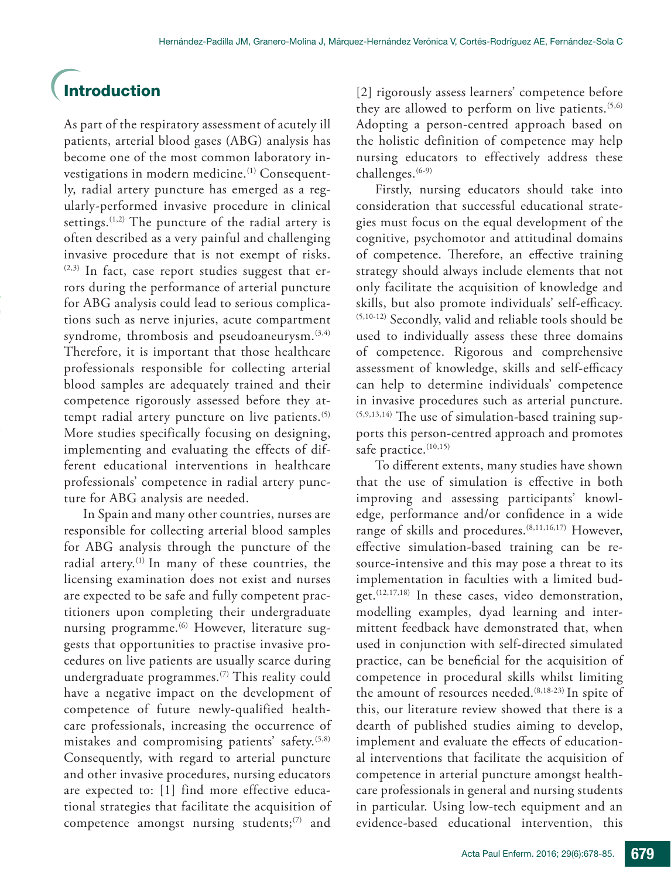## Introduction

As part of the respiratory assessment of acutely ill patients, arterial blood gases (ABG) analysis has become one of the most common laboratory investigations in modern medicine.[1] Consequently, radial artery puncture has emerged as a regularly-performed invasive procedure in clinical settings.[1,2] The puncture of the radial artery is often described as a very painful and challenging invasive procedure that is not exempt of risks.[2,3] In fact, case report studies suggest that errors during the performance of arterial puncture for ABG analysis could lead to serious complications such as nerve injuries, acute compartment syndrome, thrombosis and pseudoaneurysm.[3,4] Therefore, it is important that those healthcare professionals responsible for collecting arterial blood samples are adequately trained and their competence rigorously assessed before they attempt radial artery puncture on live patients.[5] More studies specifically focusing on designing, implementing and evaluating the effects of different educational interventions in healthcare professionals' competence in radial artery puncture for ABG analysis are needed.

In Spain and many other countries, nurses are responsible for collecting arterial blood samples for ABG analysis through the puncture of the radial artery.[1] In many of these countries, the licensing examination does not exist and nurses are expected to be safe and fully competent practitioners upon completing their undergraduate nursing programme.[6] However, literature suggests that opportunities to practise invasive procedures on live patients are usually scarce during undergraduate programmes.[7] This reality could have a negative impact on the development of competence of future newly-qualified healthcare professionals, increasing the occurrence of mistakes and compromising patients' safety.[5,8] Consequently, with regard to arterial puncture and other invasive procedures, nursing educators are expected to: [1] find more effective educational strategies that facilitate the acquisition of competence amongst nursing students;[7] and [2] rigorously assess learners' competence before they are allowed to perform on live patients.[5,6] Adopting a person-centred approach based on the holistic definition of competence may help nursing educators to effectively address these challenges.[6-9]

Firstly, nursing educators should take into consideration that successful educational strategies must focus on the equal development of the cognitive, psychomotor and attitudinal domains of competence. Therefore, an effective training strategy should always include elements that not only facilitate the acquisition of knowledge and skills, but also promote individuals' self-efficacy.[5,10-12] Secondly, valid and reliable tools should be used to individually assess these three domains of competence. Rigorous and comprehensive assessment of knowledge, skills and self-efficacy can help to determine individuals' competence in invasive procedures such as arterial puncture.[5,9,13,14] The use of simulation-based training supports this person-centred approach and promotes safe practice.[10,15]

To different extents, many studies have shown that the use of simulation is effective in both improving and assessing participants' knowledge, performance and/or confidence in a wide range of skills and procedures.[8,11,16,17] However, effective simulation-based training can be resource-intensive and this may pose a threat to its implementation in faculties with a limited budget.[12,17,18] In these cases, video demonstration, modelling examples, dyad learning and intermittent feedback have demonstrated that, when used in conjunction with self-directed simulated practice, can be beneficial for the acquisition of competence in procedural skills whilst limiting the amount of resources needed.[8,18-23] In spite of this, our literature review showed that there is a dearth of published studies aiming to develop, implement and evaluate the effects of educational interventions that facilitate the acquisition of competence in arterial puncture amongst healthcare professionals in general and nursing students in particular. Using low-tech equipment and an evidence-based educational intervention, this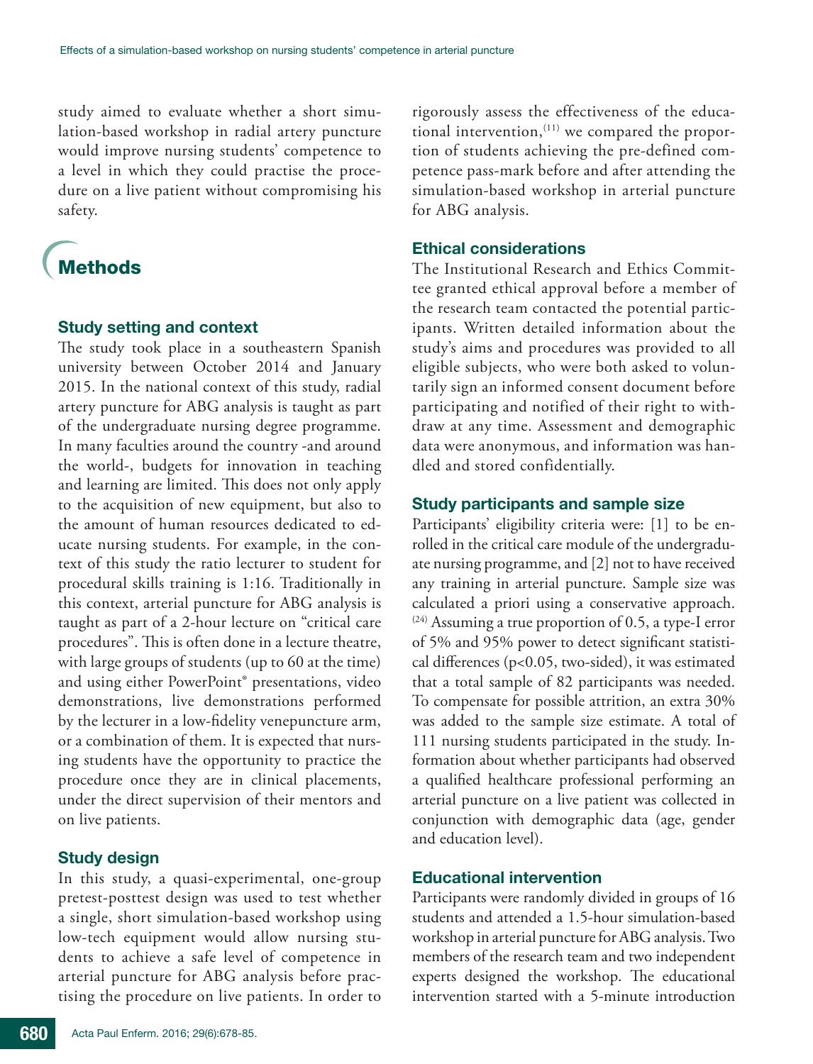study aimed to evaluate whether a short simulation-based workshop in radial artery puncture would improve nursing students' competence to a level in which they could practise the procedure on a live patient without compromising his safety.

## Methods

### Study setting and context

The study took place in a southeastern Spanish university between October 2014 and January 2015. In the national context of this study, radial artery puncture for ABG analysis is taught as part of the undergraduate nursing degree programme. In many faculties around the country -and around the world-, budgets for innovation in teaching and learning are limited. This does not only apply to the acquisition of new equipment, but also to the amount of human resources dedicated to educate nursing students. For example, in the context of this study the ratio lecturer to student for procedural skills training is 1:16. Traditionally in this context, arterial puncture for ABG analysis is taught as part of a 2-hour lecture on "critical care procedures". This is often done in a lecture theatre, with large groups of students (up to 60 at the time) and using either PowerPoint® presentations, video demonstrations, live demonstrations performed by the lecturer in a low-fidelity venepuncture arm, or a combination of them. It is expected that nursing students have the opportunity to practice the procedure once they are in clinical placements, under the direct supervision of their mentors and on live patients.

### Study design

In this study, a quasi-experimental, one-group pretest-posttest design was used to test whether a single, short simulation-based workshop using low-tech equipment would allow nursing students to achieve a safe level of competence in arterial puncture for ABG analysis before practising the procedure on live patients. In order to rigorously assess the effectiveness of the educational intervention,[11] we compared the proportion of students achieving the pre-defined competence pass-mark before and after attending the simulation-based workshop in arterial puncture for ABG analysis.

### Ethical considerations

The Institutional Research and Ethics Committee granted ethical approval before a member of the research team contacted the potential participants. Written detailed information about the study's aims and procedures was provided to all eligible subjects, who were both asked to voluntarily sign an informed consent document before participating and notified of their right to withdraw at any time. Assessment and demographic data were anonymous, and information was handled and stored confidentially.

### Study participants and sample size

Participants' eligibility criteria were: [1] to be enrolled in the critical care module of the undergraduate nursing programme, and [2] not to have received any training in arterial puncture. Sample size was calculated a priori using a conservative approach.[24] Assuming a true proportion of 0.5, a type-I error of 5% and 95% power to detect significant statistical differences ($p<0.05$, two-sided), it was estimated that a total sample of 82 participants was needed. To compensate for possible attrition, an extra 30% was added to the sample size estimate. A total of 111 nursing students participated in the study. Information about whether participants had observed a qualified healthcare professional performing an arterial puncture on a live patient was collected in conjunction with demographic data (age, gender and education level).

### Educational intervention

Participants were randomly divided in groups of 16 students and attended a 1.5-hour simulation-based workshop in arterial puncture for ABG analysis. Two members of the research team and two independent experts designed the workshop. The educational intervention started with a 5-minute introduction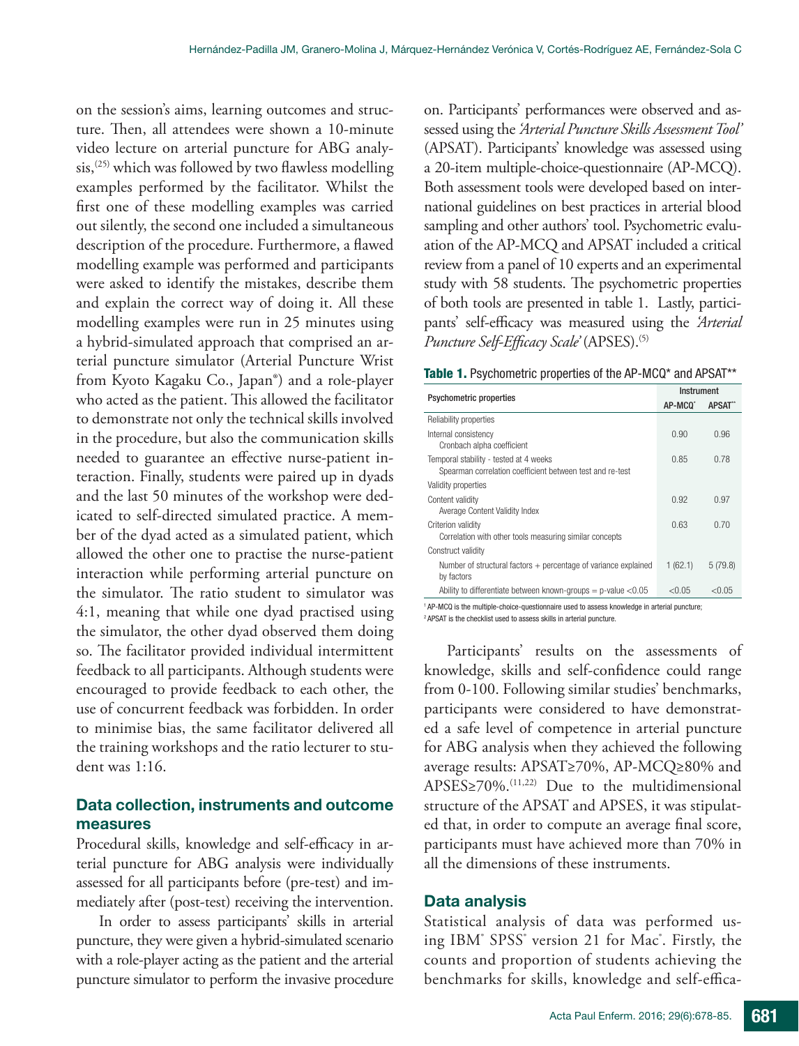on the session's aims, learning outcomes and structure. Then, all attendees were shown a 10-minute video lecture on arterial puncture for ABG analysis,[25] which was followed by two flawless modelling examples performed by the facilitator. Whilst the first one of these modelling examples was carried out silently, the second one included a simultaneous description of the procedure. Furthermore, a flawed modelling example was performed and participants were asked to identify the mistakes, describe them and explain the correct way of doing it. All these modelling examples were run in 25 minutes using a hybrid-simulated approach that comprised an arterial puncture simulator (Arterial Puncture Wrist from Kyoto Kagaku Co., Japan®) and a role-player who acted as the patient. This allowed the facilitator to demonstrate not only the technical skills involved in the procedure, but also the communication skills needed to guarantee an effective nurse-patient interaction. Finally, students were paired up in dyads and the last 50 minutes of the workshop were dedicated to self-directed simulated practice. A member of the dyad acted as a simulated patient, which allowed the other one to practise the nurse-patient interaction while performing arterial puncture on the simulator. The ratio student to simulator was 4:1, meaning that while one dyad practised using the simulator, the other dyad observed them doing so. The facilitator provided individual intermittent feedback to all participants. Although students were encouraged to provide feedback to each other, the use of concurrent feedback was forbidden. In order to minimise bias, the same facilitator delivered all the training workshops and the ratio lecturer to student was 1:16.

## Data collection, instruments and outcome measures

Procedural skills, knowledge and self-efficacy in arterial puncture for ABG analysis were individually assessed for all participants before (pre-test) and immediately after (post-test) receiving the intervention.

In order to assess participants' skills in arterial puncture, they were given a hybrid-simulated scenario with a role-player acting as the patient and the arterial puncture simulator to perform the invasive procedure on. Participants' performances were observed and assessed using the *'Arterial Puncture Skills Assessment Tool'* (APSAT). Participants' knowledge was assessed using a 20-item multiple-choice-questionnaire (AP-MCQ). Both assessment tools were developed based on international guidelines on best practices in arterial blood sampling and other authors' tool. Psychometric evaluation of the AP-MCQ and APSAT included a critical review from a panel of 10 experts and an experimental study with 58 students. The psychometric properties of both tools are presented in table 1. Lastly, participants' self-efficacy was measured using the *'Arterial Puncture Self-Efficacy Scale'* (APSES).[5]

**Table 1.** Psychometric properties of the AP-MCQ* and APSAT**

| Psychometric properties | Instrument | |
|---|---|---|
| | AP-MCQ* | APSAT** |
| Reliability properties | | |
| Internal consistency<br>Cronbach alpha coefficient | 0.90 | 0.96 |
| Temporal stability - tested at 4 weeks<br>Spearman correlation coefficient between test and re-test | 0.85 | 0.78 |
| Validity properties | | |
| Content validity<br>Average Content Validity Index | 0.92 | 0.97 |
| Criterion validity<br>Correlation with other tools measuring similar concepts | 0.63 | 0.70 |
| Construct validity | | |
| Number of structural factors + percentage of variance explained by factors | 1 (62.1) | 5 (79.8) |
| Ability to differentiate between known-groups = p-value <0.05 | <0.05 | <0.05 |

[1] AP-MCQ is the multiple-choice-questionnaire used to assess knowledge in arterial puncture;
[2] APSAT is the checklist used to assess skills in arterial puncture.

Participants' results on the assessments of knowledge, skills and self-confidence could range from 0-100. Following similar studies' benchmarks, participants were considered to have demonstrated a safe level of competence in arterial puncture for ABG analysis when they achieved the following average results: APSAT≥70%, AP-MCQ≥80% and APSES≥70%.[11,22] Due to the multidimensional structure of the APSAT and APSES, it was stipulated that, in order to compute an average final score, participants must have achieved more than 70% in all the dimensions of these instruments.

## Data analysis

Statistical analysis of data was performed using IBM® SPSS® version 21 for Mac®. Firstly, the counts and proportion of students achieving the benchmarks for skills, knowledge and self-effica-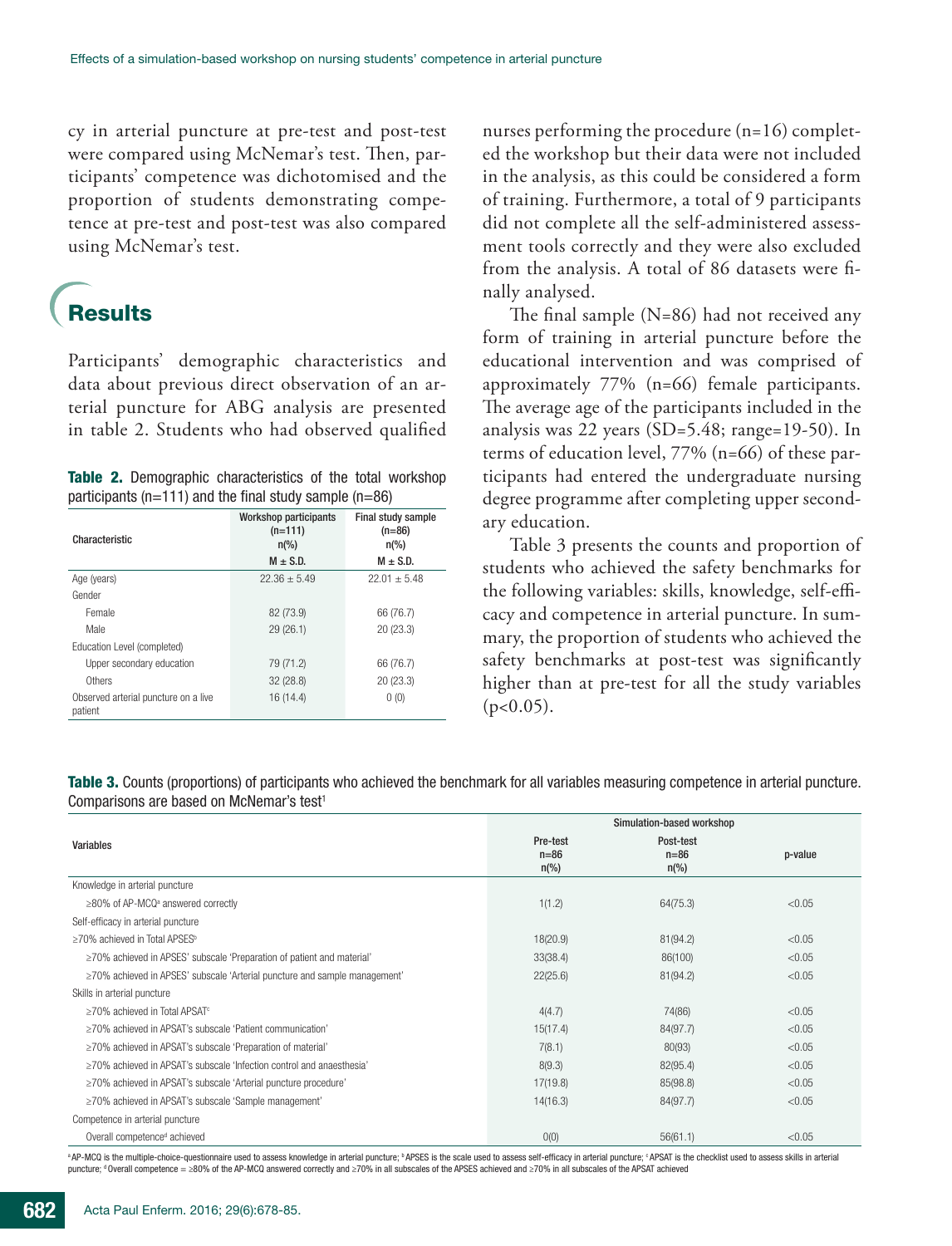cy in arterial puncture at pre-test and post-test were compared using McNemar's test. Then, participants' competence was dichotomised and the proportion of students demonstrating competence at pre-test and post-test was also compared using McNemar's test.

## Results

Participants' demographic characteristics and data about previous direct observation of an arterial puncture for ABG analysis are presented in table 2. Students who had observed qualified nurses performing the procedure (n=16) completed the workshop but their data were not included in the analysis, as this could be considered a form of training. Furthermore, a total of 9 participants did not complete all the self-administered assessment tools correctly and they were also excluded from the analysis. A total of 86 datasets were finally analysed.

**Table 2.** Demographic characteristics of the total workshop participants (n=111) and the final study sample (n=86)

| Characteristic | Workshop participants (n=111) n(%) M ± S.D. | Final study sample (n=86) n(%) M ± S.D. |
|---|---|---|
| Age (years) | 22.36 ± 5.49 | 22.01 ± 5.48 |
| Gender | | |
| Female | 82 (73.9) | 66 (76.7) |
| Male | 29 (26.1) | 20 (23.3) |
| Education Level (completed) | | |
| Upper secondary education | 79 (71.2) | 66 (76.7) |
| Others | 32 (28.8) | 20 (23.3) |
| Observed arterial puncture on a live patient | 16 (14.4) | 0 (0) |

The final sample (N=86) had not received any form of training in arterial puncture before the educational intervention and was comprised of approximately 77% (n=66) female participants. The average age of the participants included in the analysis was 22 years (SD=5.48; range=19-50). In terms of education level, 77% (n=66) of these participants had entered the undergraduate nursing degree programme after completing upper secondary education.

Table 3 presents the counts and proportion of students who achieved the safety benchmarks for the following variables: skills, knowledge, self-efficacy and competence in arterial puncture. In summary, the proportion of students who achieved the safety benchmarks at post-test was significantly higher than at pre-test for all the study variables ($p<0.05$).

**Table 3.** Counts (proportions) of participants who achieved the benchmark for all variables measuring competence in arterial puncture. Comparisons are based on McNemar's test[1]

| Variables | Simulation-based workshop Pre-test n=86 n(%) | Post-test n=86 n(%) | p-value |
|---|---|---|---|
| Knowledge in arterial puncture | | | |
| ≥80% of AP-MCQ[a] answered correctly | 1(1.2) | 64(75.3) | <0.05 |
| Self-efficacy in arterial puncture | | | |
| ≥70% achieved in Total APSES[b] | 18(20.9) | 81(94.2) | <0.05 |
| ≥70% achieved in APSES' subscale 'Preparation of patient and material' | 33(38.4) | 86(100) | <0.05 |
| ≥70% achieved in APSES' subscale 'Arterial puncture and sample management' | 22(25.6) | 81(94.2) | <0.05 |
| Skills in arterial puncture | | | |
| ≥70% achieved in Total APSAT[c] | 4(4.7) | 74(86) | <0.05 |
| ≥70% achieved in APSAT's subscale 'Patient communication' | 15(17.4) | 84(97.7) | <0.05 |
| ≥70% achieved in APSAT's subscale 'Preparation of material' | 7(8.1) | 80(93) | <0.05 |
| ≥70% achieved in APSAT's subscale 'Infection control and anaesthesia' | 8(9.3) | 82(95.4) | <0.05 |
| ≥70% achieved in APSAT's subscale 'Arterial puncture procedure' | 17(19.8) | 85(98.8) | <0.05 |
| ≥70% achieved in APSAT's subscale 'Sample management' | 14(16.3) | 84(97.7) | <0.05 |
| Competence in arterial puncture | | | |
| Overall competence[d] achieved | 0(0) | 56(61.1) | <0.05 |

[a] AP-MCQ is the multiple-choice-questionnaire used to assess knowledge in arterial puncture; [b] APSES is the scale used to assess self-efficacy in arterial puncture; [c] APSAT is the checklist used to assess skills in arterial puncture; [d] Overall competence = ≥80% of the AP-MCQ answered correctly and ≥70% in all subscales of the APSES achieved and ≥70% in all subscales of the APSAT achieved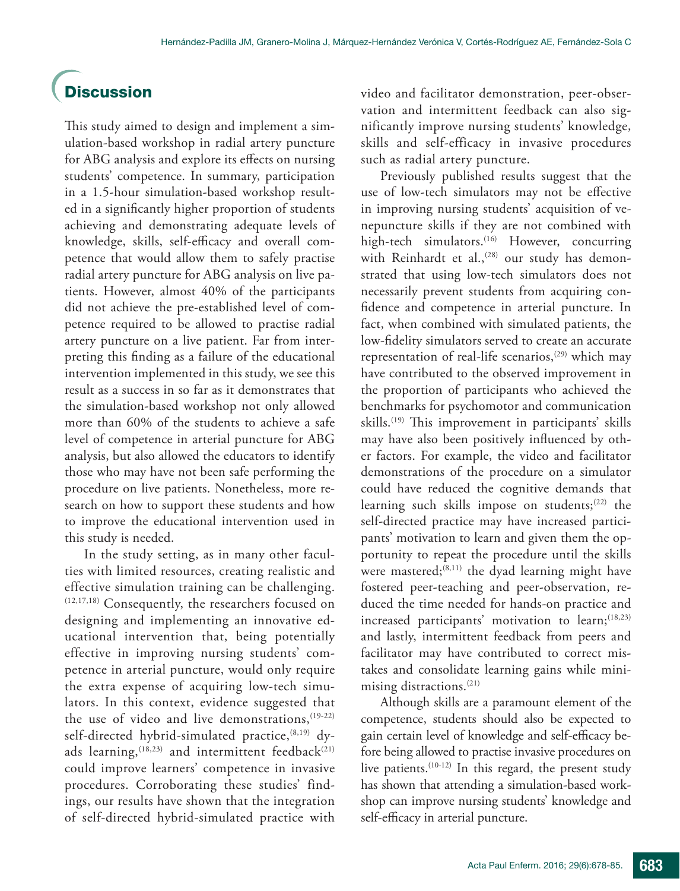## Discussion

This study aimed to design and implement a simulation-based workshop in radial artery puncture for ABG analysis and explore its effects on nursing students' competence. In summary, participation in a 1.5-hour simulation-based workshop resulted in a significantly higher proportion of students achieving and demonstrating adequate levels of knowledge, skills, self-efficacy and overall competence that would allow them to safely practise radial artery puncture for ABG analysis on live patients. However, almost 40% of the participants did not achieve the pre-established level of competence required to be allowed to practise radial artery puncture on a live patient. Far from interpreting this finding as a failure of the educational intervention implemented in this study, we see this result as a success in so far as it demonstrates that the simulation-based workshop not only allowed more than 60% of the students to achieve a safe level of competence in arterial puncture for ABG analysis, but also allowed the educators to identify those who may have not been safe performing the procedure on live patients. Nonetheless, more research on how to support these students and how to improve the educational intervention used in this study is needed.

In the study setting, as in many other faculties with limited resources, creating realistic and effective simulation training can be challenging.[12,17,18] Consequently, the researchers focused on designing and implementing an innovative educational intervention that, being potentially effective in improving nursing students' competence in arterial puncture, would only require the extra expense of acquiring low-tech simulators. In this context, evidence suggested that the use of video and live demonstrations,[19-22] self-directed hybrid-simulated practice,[8,19] dyads learning,[18,23] and intermittent feedback[21] could improve learners' competence in invasive procedures. Corroborating these studies' findings, our results have shown that the integration of self-directed hybrid-simulated practice with video and facilitator demonstration, peer-observation and intermittent feedback can also significantly improve nursing students' knowledge, skills and self-efficacy in invasive procedures such as radial artery puncture.

Previously published results suggest that the use of low-tech simulators may not be effective in improving nursing students' acquisition of venepuncture skills if they are not combined with high-tech simulators.[16] However, concurring with Reinhardt et al.,[28] our study has demonstrated that using low-tech simulators does not necessarily prevent students from acquiring confidence and competence in arterial puncture. In fact, when combined with simulated patients, the low-fidelity simulators served to create an accurate representation of real-life scenarios,[29] which may have contributed to the observed improvement in the proportion of participants who achieved the benchmarks for psychomotor and communication skills.[19] This improvement in participants' skills may have also been positively influenced by other factors. For example, the video and facilitator demonstrations of the procedure on a simulator could have reduced the cognitive demands that learning such skills impose on students;[22] the self-directed practice may have increased participants' motivation to learn and given them the opportunity to repeat the procedure until the skills were mastered;[8,11] the dyad learning might have fostered peer-teaching and peer-observation, reduced the time needed for hands-on practice and increased participants' motivation to learn;[18,23] and lastly, intermittent feedback from peers and facilitator may have contributed to correct mistakes and consolidate learning gains while minimising distractions.[21]

Although skills are a paramount element of the competence, students should also be expected to gain certain level of knowledge and self-efficacy before being allowed to practise invasive procedures on live patients.[10-12] In this regard, the present study has shown that attending a simulation-based workshop can improve nursing students' knowledge and self-efficacy in arterial puncture.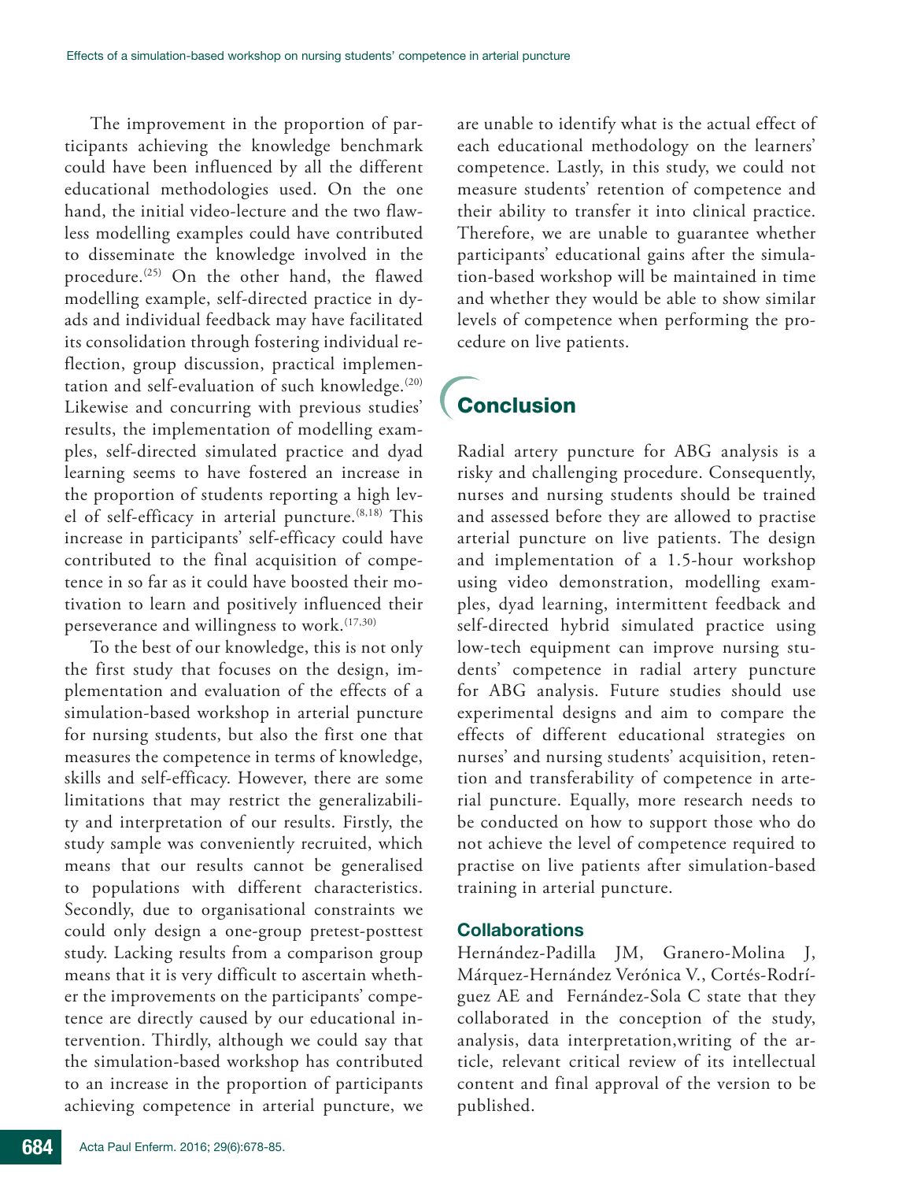The improvement in the proportion of participants achieving the knowledge benchmark could have been influenced by all the different educational methodologies used. On the one hand, the initial video-lecture and the two flawless modelling examples could have contributed to disseminate the knowledge involved in the procedure.[25] On the other hand, the flawed modelling example, self-directed practice in dyads and individual feedback may have facilitated its consolidation through fostering individual reflection, group discussion, practical implementation and self-evaluation of such knowledge.[20] Likewise and concurring with previous studies' results, the implementation of modelling examples, self-directed simulated practice and dyad learning seems to have fostered an increase in the proportion of students reporting a high level of self-efficacy in arterial puncture.[8,18] This increase in participants' self-efficacy could have contributed to the final acquisition of competence in so far as it could have boosted their motivation to learn and positively influenced their perseverance and willingness to work.[17,30]

To the best of our knowledge, this is not only the first study that focuses on the design, implementation and evaluation of the effects of a simulation-based workshop in arterial puncture for nursing students, but also the first one that measures the competence in terms of knowledge, skills and self-efficacy. However, there are some limitations that may restrict the generalizability and interpretation of our results. Firstly, the study sample was conveniently recruited, which means that our results cannot be generalised to populations with different characteristics. Secondly, due to organisational constraints we could only design a one-group pretest-posttest study. Lacking results from a comparison group means that it is very difficult to ascertain whether the improvements on the participants' competence are directly caused by our educational intervention. Thirdly, although we could say that the simulation-based workshop has contributed to an increase in the proportion of participants achieving competence in arterial puncture, we are unable to identify what is the actual effect of each educational methodology on the learners' competence. Lastly, in this study, we could not measure students' retention of competence and their ability to transfer it into clinical practice. Therefore, we are unable to guarantee whether participants' educational gains after the simulation-based workshop will be maintained in time and whether they would be able to show similar levels of competence when performing the procedure on live patients.

## Conclusion

Radial artery puncture for ABG analysis is a risky and challenging procedure. Consequently, nurses and nursing students should be trained and assessed before they are allowed to practise arterial puncture on live patients. The design and implementation of a 1.5-hour workshop using video demonstration, modelling examples, dyad learning, intermittent feedback and self-directed hybrid simulated practice using low-tech equipment can improve nursing students' competence in radial artery puncture for ABG analysis. Future studies should use experimental designs and aim to compare the effects of different educational strategies on nurses' and nursing students' acquisition, retention and transferability of competence in arterial puncture. Equally, more research needs to be conducted on how to support those who do not achieve the level of competence required to practise on live patients after simulation-based training in arterial puncture.

### Collaborations

Hernández-Padilla JM, Granero-Molina J, Márquez-Hernández Verónica V., Cortés-Rodríguez AE and Fernández-Sola C state that they collaborated in the conception of the study, analysis, data interpretation,writing of the article, relevant critical review of its intellectual content and final approval of the version to be published.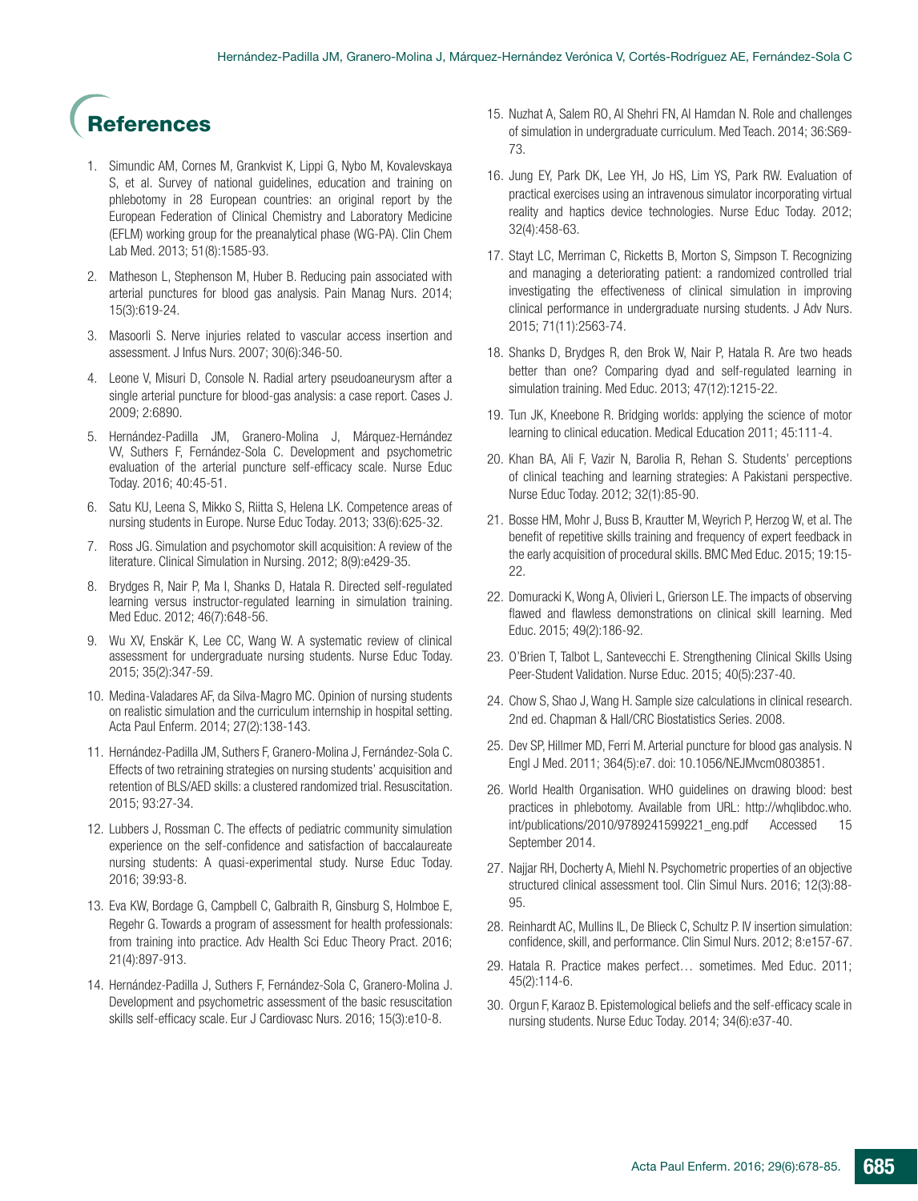## References

1. Simundic AM, Cornes M, Grankvist K, Lippi G, Nybo M, Kovalevskaya S, et al. Survey of national guidelines, education and training on phlebotomy in 28 European countries: an original report by the European Federation of Clinical Chemistry and Laboratory Medicine (EFLM) working group for the preanalytical phase (WG-PA). Clin Chem Lab Med. 2013; 51(8):1585-93.
2. Matheson L, Stephenson M, Huber B. Reducing pain associated with arterial punctures for blood gas analysis. Pain Manag Nurs. 2014; 15(3):619-24.
3. Masoorli S. Nerve injuries related to vascular access insertion and assessment. J Infus Nurs. 2007; 30(6):346-50.
4. Leone V, Misuri D, Console N. Radial artery pseudoaneurysm after a single arterial puncture for blood-gas analysis: a case report. Cases J. 2009; 2:6890.
5. Hernández-Padilla JM, Granero-Molina J, Márquez-Hernández VV, Suthers F, Fernández-Sola C. Development and psychometric evaluation of the arterial puncture self-efficacy scale. Nurse Educ Today. 2016; 40:45-51.
6. Satu KU, Leena S, Mikko S, Riitta S, Helena LK. Competence areas of nursing students in Europe. Nurse Educ Today. 2013; 33(6):625-32.
7. Ross JG. Simulation and psychomotor skill acquisition: A review of the literature. Clinical Simulation in Nursing. 2012; 8(9):e429-35.
8. Brydges R, Nair P, Ma I, Shanks D, Hatala R. Directed self-regulated learning versus instructor-regulated learning in simulation training. Med Educ. 2012; 46(7):648-56.
9. Wu XV, Enskär K, Lee CC, Wang W. A systematic review of clinical assessment for undergraduate nursing students. Nurse Educ Today. 2015; 35(2):347-59.
10. Medina-Valadares AF, da Silva-Magro MC. Opinion of nursing students on realistic simulation and the curriculum internship in hospital setting. Acta Paul Enferm. 2014; 27(2):138-143.
11. Hernández-Padilla JM, Suthers F, Granero-Molina J, Fernández-Sola C. Effects of two retraining strategies on nursing students' acquisition and retention of BLS/AED skills: a clustered randomized trial. Resuscitation. 2015; 93:27-34.
12. Lubbers J, Rossman C. The effects of pediatric community simulation experience on the self-confidence and satisfaction of baccalaureate nursing students: A quasi-experimental study. Nurse Educ Today. 2016; 39:93-8.
13. Eva KW, Bordage G, Campbell C, Galbraith R, Ginsburg S, Holmboe E, Regehr G. Towards a program of assessment for health professionals: from training into practice. Adv Health Sci Educ Theory Pract. 2016; 21(4):897-913.
14. Hernández-Padilla J, Suthers F, Fernández-Sola C, Granero-Molina J. Development and psychometric assessment of the basic resuscitation skills self-efficacy scale. Eur J Cardiovasc Nurs. 2016; 15(3):e10-8.
15. Nuzhat A, Salem RO, Al Shehri FN, Al Hamdan N. Role and challenges of simulation in undergraduate curriculum. Med Teach. 2014; 36:S69-73.
16. Jung EY, Park DK, Lee YH, Jo HS, Lim YS, Park RW. Evaluation of practical exercises using an intravenous simulator incorporating virtual reality and haptics device technologies. Nurse Educ Today. 2012; 32(4):458-63.
17. Stayt LC, Merriman C, Ricketts B, Morton S, Simpson T. Recognizing and managing a deteriorating patient: a randomized controlled trial investigating the effectiveness of clinical simulation in improving clinical performance in undergraduate nursing students. J Adv Nurs. 2015; 71(11):2563-74.
18. Shanks D, Brydges R, den Brok W, Nair P, Hatala R. Are two heads better than one? Comparing dyad and self-regulated learning in simulation training. Med Educ. 2013; 47(12):1215-22.
19. Tun JK, Kneebone R. Bridging worlds: applying the science of motor learning to clinical education. Medical Education 2011; 45:111-4.
20. Khan BA, Ali F, Vazir N, Barolia R, Rehan S. Students' perceptions of clinical teaching and learning strategies: A Pakistani perspective. Nurse Educ Today. 2012; 32(1):85-90.
21. Bosse HM, Mohr J, Buss B, Krautter M, Weyrich P, Herzog W, et al. The benefit of repetitive skills training and frequency of expert feedback in the early acquisition of procedural skills. BMC Med Educ. 2015; 19:15-22.
22. Domuracki K, Wong A, Olivieri L, Grierson LE. The impacts of observing flawed and flawless demonstrations on clinical skill learning. Med Educ. 2015; 49(2):186-92.
23. O'Brien T, Talbot L, Santevecchi E. Strengthening Clinical Skills Using Peer-Student Validation. Nurse Educ. 2015; 40(5):237-40.
24. Chow S, Shao J, Wang H. Sample size calculations in clinical research. 2nd ed. Chapman & Hall/CRC Biostatistics Series. 2008.
25. Dev SP, Hillmer MD, Ferri M. Arterial puncture for blood gas analysis. N Engl J Med. 2011; 364(5):e7. doi: 10.1056/NEJMvcm0803851.
26. World Health Organisation. WHO guidelines on drawing blood: best practices in phlebotomy. Available from URL: http://whqlibdoc.who.int/publications/2010/9789241599221_eng.pdf Accessed 15 September 2014.
27. Najjar RH, Docherty A, Miehl N. Psychometric properties of an objective structured clinical assessment tool. Clin Simul Nurs. 2016; 12(3):88-95.
28. Reinhardt AC, Mullins IL, De Blieck C, Schultz P. IV insertion simulation: confidence, skill, and performance. Clin Simul Nurs. 2012; 8:e157-67.
29. Hatala R. Practice makes perfect… sometimes. Med Educ. 2011; 45(2):114-6.
30. Orgun F, Karaoz B. Epistemological beliefs and the self-efficacy scale in nursing students. Nurse Educ Today. 2014; 34(6):e37-40.